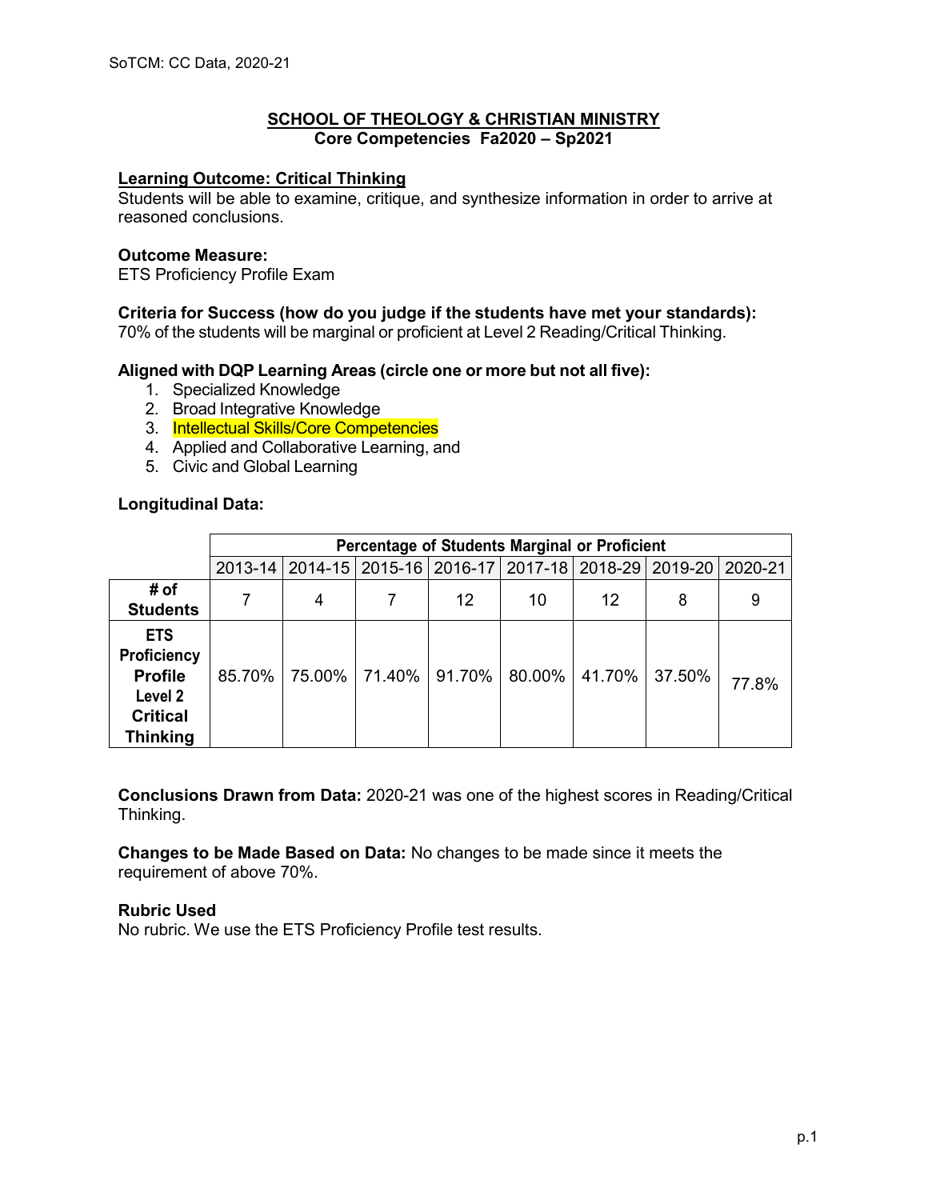# SCHOOL OF THEOLOGY & CHRISTIAN MINISTRY
## Core Competencies Fa2020 – Sp2021

### Learning Outcome: Critical Thinking

Students will be able to examine, critique, and synthesize information in order to arrive at reasoned conclusions.

**Outcome Measure:**
ETS Proficiency Profile Exam

**Criteria for Success (how do you judge if the students have met your standards):**
70% of the students will be marginal or proficient at Level 2 Reading/Critical Thinking.

**Aligned with DQP Learning Areas (circle one or more but not all five):**

1. Specialized Knowledge
2. Broad Integrative Knowledge
3. Intellectual Skills/Core Competencies
4. Applied and Collaborative Learning, and
5. Civic and Global Learning

**Longitudinal Data:**

| | Percentage of Students Marginal or Proficient | | | | | | | |
|---|---|---|---|---|---|---|---|---|
| | 2013-14 | 2014-15 | 2015-16 | 2016-17 | 2017-18 | 2018-29 | 2019-20 | 2020-21 |
| **# of Students** | 7 | 4 | 7 | 12 | 10 | 12 | 8 | 9 |
| **ETS Proficiency Profile Level 2 Critical Thinking** | 85.70% | 75.00% | 71.40% | 91.70% | 80.00% | 41.70% | 37.50% | 77.8% |

**Conclusions Drawn from Data:** 2020-21 was one of the highest scores in Reading/Critical Thinking.

**Changes to be Made Based on Data:** No changes to be made since it meets the requirement of above 70%.

**Rubric Used**
No rubric. We use the ETS Proficiency Profile test results.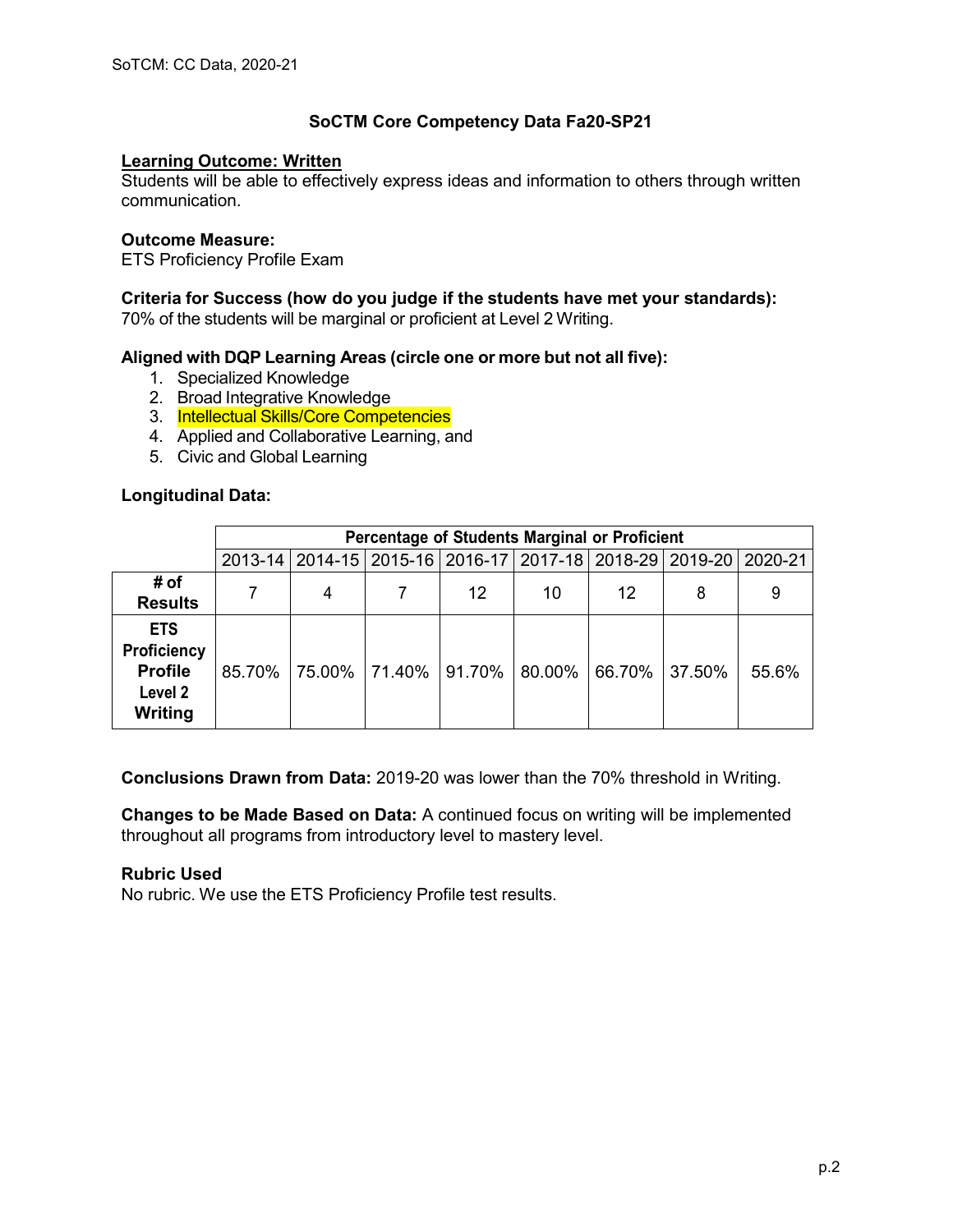## SoCTM Core Competency Data Fa20-SP21

**Learning Outcome: Written**

Students will be able to effectively express ideas and information to others through written communication.

**Outcome Measure:**

ETS Proficiency Profile Exam

**Criteria for Success (how do you judge if the students have met your standards):**

70% of the students will be marginal or proficient at Level 2 Writing.

**Aligned with DQP Learning Areas (circle one or more but not all five):**

1. Specialized Knowledge
2. Broad Integrative Knowledge
3. Intellectual Skills/Core Competencies
4. Applied and Collaborative Learning, and
5. Civic and Global Learning

**Longitudinal Data:**

| | Percentage of Students Marginal or Proficient | | | | | | | |
|---|---|---|---|---|---|---|---|---|
| | 2013-14 | 2014-15 | 2015-16 | 2016-17 | 2017-18 | 2018-29 | 2019-20 | 2020-21 |
| **# of Results** | 7 | 4 | 7 | 12 | 10 | 12 | 8 | 9 |
| **ETS Proficiency Profile Level 2 Writing** | 85.70% | 75.00% | 71.40% | 91.70% | 80.00% | 66.70% | 37.50% | 55.6% |

**Conclusions Drawn from Data:** 2019-20 was lower than the 70% threshold in Writing.

**Changes to be Made Based on Data:** A continued focus on writing will be implemented throughout all programs from introductory level to mastery level.

**Rubric Used**

No rubric. We use the ETS Proficiency Profile test results.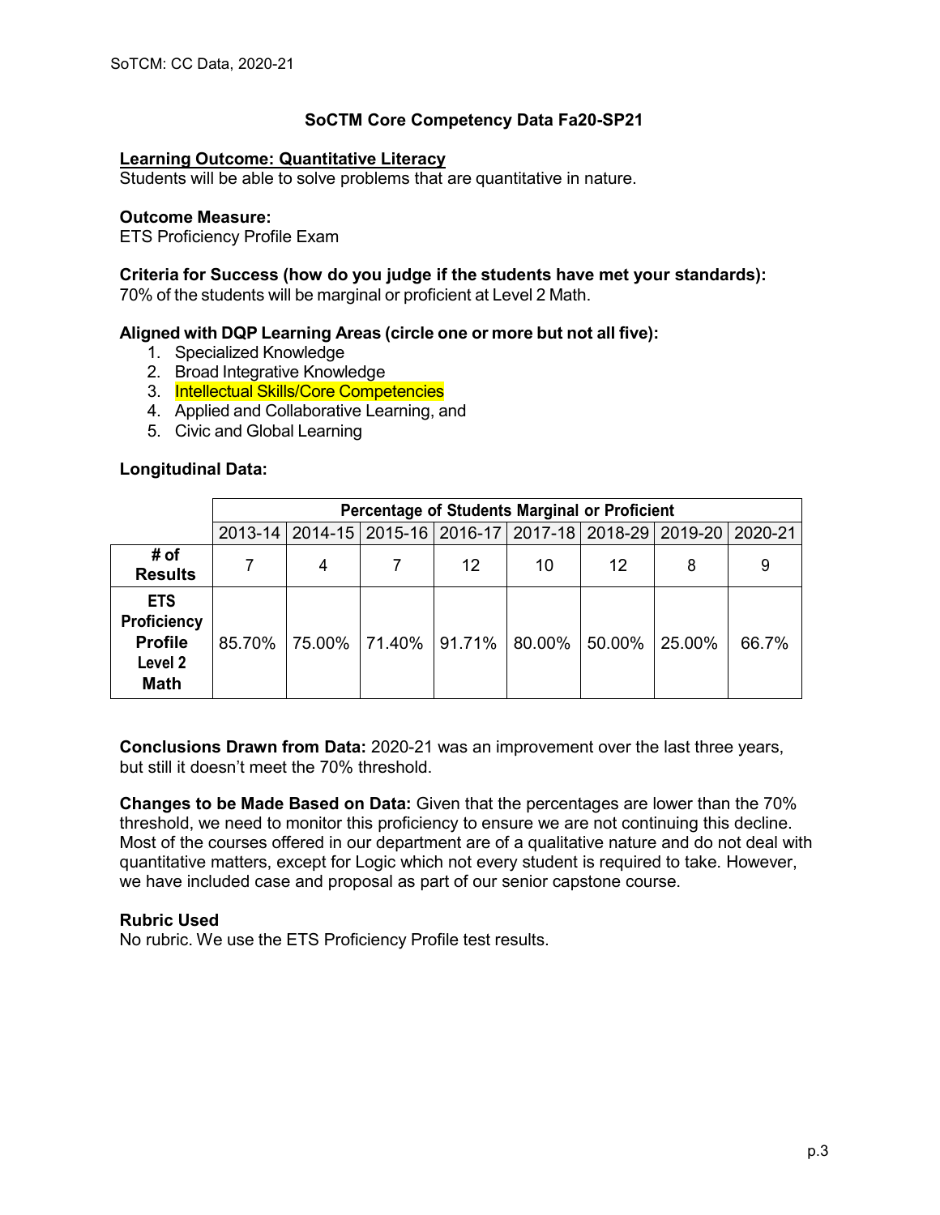## SoCTM Core Competency Data Fa20-SP21

**Learning Outcome: Quantitative Literacy**

Students will be able to solve problems that are quantitative in nature.

**Outcome Measure:**

ETS Proficiency Profile Exam

**Criteria for Success (how do you judge if the students have met your standards):**

70% of the students will be marginal or proficient at Level 2 Math.

**Aligned with DQP Learning Areas (circle one or more but not all five):**

1. Specialized Knowledge
2. Broad Integrative Knowledge
3. Intellectual Skills/Core Competencies
4. Applied and Collaborative Learning, and
5. Civic and Global Learning

**Longitudinal Data:**

| | Percentage of Students Marginal or Proficient | | | | | | | |
|---|---|---|---|---|---|---|---|---|
| | 2013-14 | 2014-15 | 2015-16 | 2016-17 | 2017-18 | 2018-29 | 2019-20 | 2020-21 |
| **# of Results** | 7 | 4 | 7 | 12 | 10 | 12 | 8 | 9 |
| **ETS Proficiency Profile Level 2 Math** | 85.70% | 75.00% | 71.40% | 91.71% | 80.00% | 50.00% | 25.00% | 66.7% |

**Conclusions Drawn from Data:** 2020-21 was an improvement over the last three years, but still it doesn't meet the 70% threshold.

**Changes to be Made Based on Data:** Given that the percentages are lower than the 70% threshold, we need to monitor this proficiency to ensure we are not continuing this decline. Most of the courses offered in our department are of a qualitative nature and do not deal with quantitative matters, except for Logic which not every student is required to take. However, we have included case and proposal as part of our senior capstone course.

**Rubric Used**

No rubric. We use the ETS Proficiency Profile test results.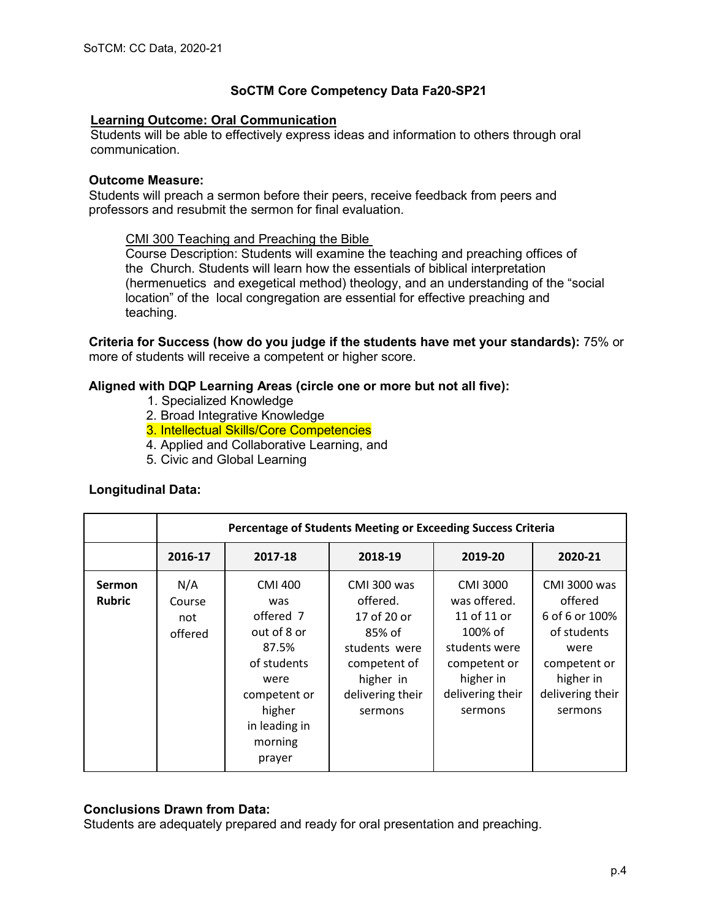## SoCTM Core Competency Data Fa20-SP21

**Learning Outcome: Oral Communication**
Students will be able to effectively express ideas and information to others through oral communication.

**Outcome Measure:**
Students will preach a sermon before their peers, receive feedback from peers and professors and resubmit the sermon for final evaluation.

> CMI 300 Teaching and Preaching the Bible
> Course Description: Students will examine the teaching and preaching offices of the Church. Students will learn how the essentials of biblical interpretation (hermenuetics and exegetical method) theology, and an understanding of the "social location" of the local congregation are essential for effective preaching and teaching.

**Criteria for Success (how do you judge if the students have met your standards):** 75% or more of students will receive a competent or higher score.

**Aligned with DQP Learning Areas (circle one or more but not all five):**

1. Specialized Knowledge
2. Broad Integrative Knowledge
3. Intellectual Skills/Core Competencies
4. Applied and Collaborative Learning, and
5. Civic and Global Learning

**Longitudinal Data:**

| | Percentage of Students Meeting or Exceeding Success Criteria | | | | |
|---|---|---|---|---|---|
| | **2016-17** | **2017-18** | **2018-19** | **2019-20** | **2020-21** |
| **Sermon Rubric** | N/A Course not offered | CMI 400 was offered 7 out of 8 or 87.5% of students were competent or higher in leading in morning prayer | CMI 300 was offered. 17 of 20 or 85% of students were competent of higher in delivering their sermons | CMI 3000 was offered. 11 of 11 or 100% of students were competent or higher in delivering their sermons | CMI 3000 was offered 6 of 6 or 100% of students were competent or higher in delivering their sermons |

**Conclusions Drawn from Data:**
Students are adequately prepared and ready for oral presentation and preaching.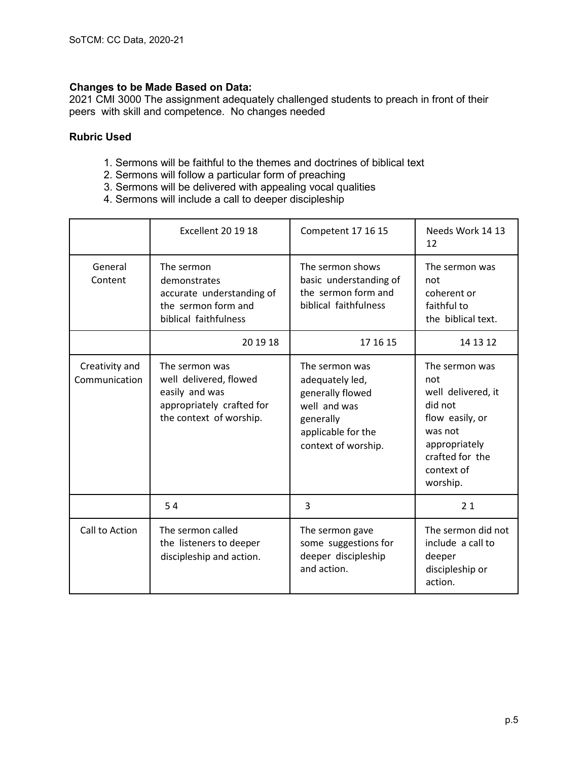**Changes to be Made Based on Data:**
2021 CMI 3000 The assignment adequately challenged students to preach in front of their peers with skill and competence. No changes needed

**Rubric Used**

1. Sermons will be faithful to the themes and doctrines of biblical text
2. Sermons will follow a particular form of preaching
3. Sermons will be delivered with appealing vocal qualities
4. Sermons will include a call to deeper discipleship

| | Excellent 20 19 18 | Competent 17 16 15 | Needs Work 14 13 12 |
|---|---|---|---|
| General Content | The sermon demonstrates accurate understanding of the sermon form and biblical faithfulness | The sermon shows basic understanding of the sermon form and biblical faithfulness | The sermon was not coherent or faithful to the biblical text. |
| | 20 19 18 | 17 16 15 | 14 13 12 |
| Creativity and Communication | The sermon was well delivered, flowed easily and was appropriately crafted for the context of worship. | The sermon was adequately led, generally flowed well and was generally applicable for the context of worship. | The sermon was not well delivered, it did not flow easily, or was not appropriately crafted for the context of worship. |
| | 5 4 | 3 | 2 1 |
| Call to Action | The sermon called the listeners to deeper discipleship and action. | The sermon gave some suggestions for deeper discipleship and action. | The sermon did not include a call to deeper discipleship or action. |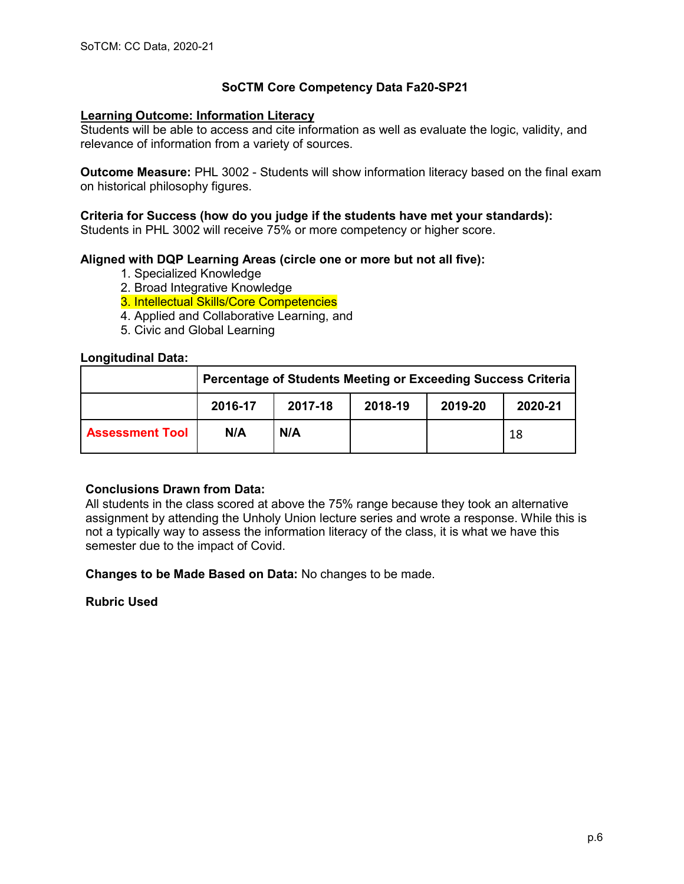### SoCTM Core Competency Data Fa20-SP21

**Learning Outcome: Information Literacy**
Students will be able to access and cite information as well as evaluate the logic, validity, and relevance of information from a variety of sources.

**Outcome Measure:** PHL 3002 - Students will show information literacy based on the final exam on historical philosophy figures.

**Criteria for Success (how do you judge if the students have met your standards):**
Students in PHL 3002 will receive 75% or more competency or higher score.

**Aligned with DQP Learning Areas (circle one or more but not all five):**

1. Specialized Knowledge
2. Broad Integrative Knowledge
3. Intellectual Skills/Core Competencies
4. Applied and Collaborative Learning, and
5. Civic and Global Learning

**Longitudinal Data:**

| | Percentage of Students Meeting or Exceeding Success Criteria | | | | |
|---|---|---|---|---|---|
| | **2016-17** | **2017-18** | **2018-19** | **2019-20** | **2020-21** |
| **Assessment Tool** | **N/A** | **N/A** | | | 18 |

**Conclusions Drawn from Data:**
All students in the class scored at above the 75% range because they took an alternative assignment by attending the Unholy Union lecture series and wrote a response. While this is not a typically way to assess the information literacy of the class, it is what we have this semester due to the impact of Covid.

**Changes to be Made Based on Data:** No changes to be made.

**Rubric Used**